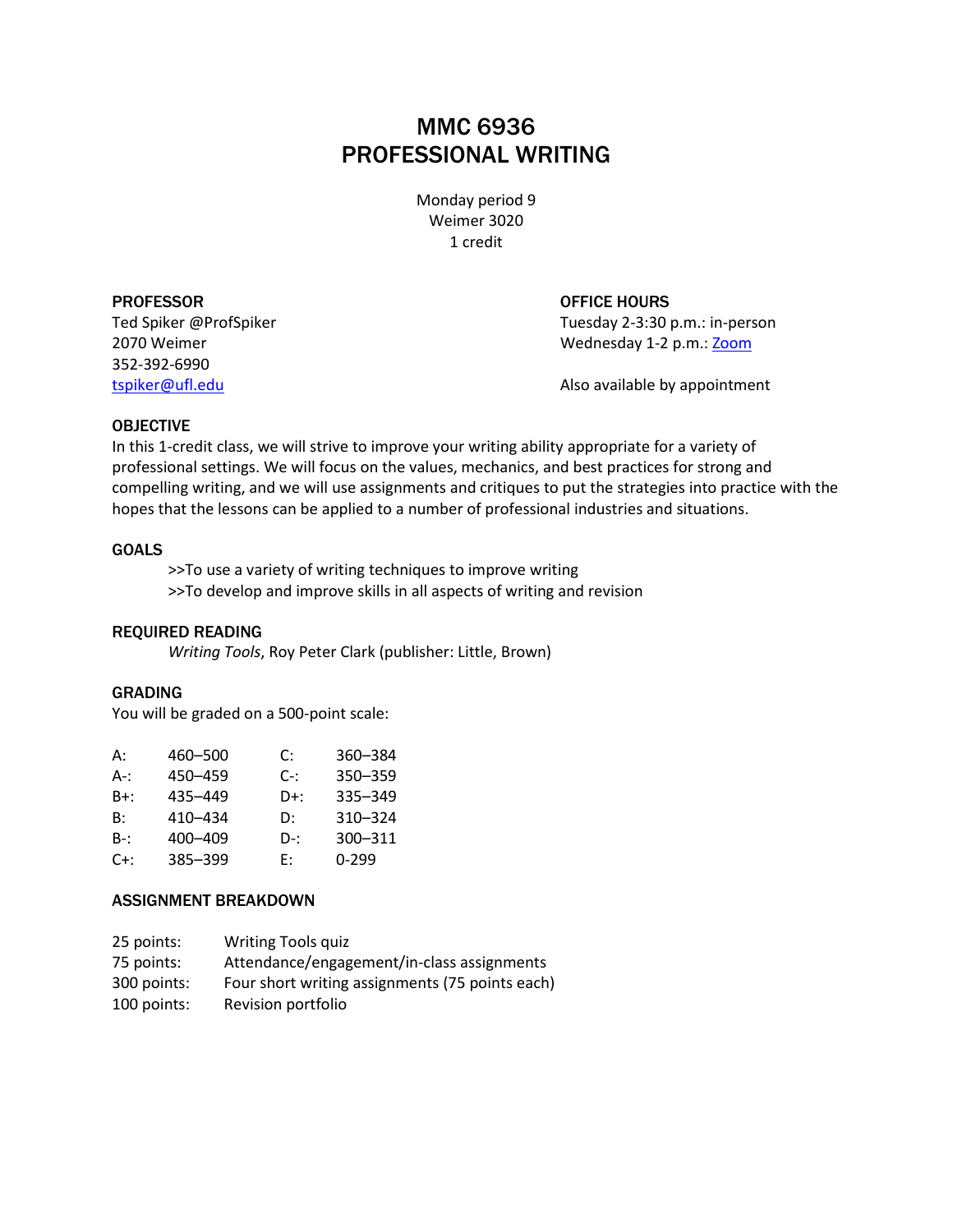# MMC 6936
# PROFESSIONAL WRITING

Monday period 9
Weimer 3020
1 credit

**PROFESSOR**
Ted Spiker @ProfSpiker
2070 Weimer
352-392-6990
[tspiker@ufl.edu](mailto:tspiker@ufl.edu)

**OFFICE HOURS**
Tuesday 2-3:30 p.m.: in-person
Wednesday 1-2 p.m.: Zoom

Also available by appointment

## OBJECTIVE

In this 1-credit class, we will strive to improve your writing ability appropriate for a variety of professional settings. We will focus on the values, mechanics, and best practices for strong and compelling writing, and we will use assignments and critiques to put the strategies into practice with the hopes that the lessons can be applied to a number of professional industries and situations.

## GOALS

>>To use a variety of writing techniques to improve writing
>>To develop and improve skills in all aspects of writing and revision

## REQUIRED READING

*Writing Tools*, Roy Peter Clark (publisher: Little, Brown)

## GRADING

You will be graded on a 500-point scale:

| Grade | Points | Grade | Points |
|---|---|---|---|
| A: | 460–500 | C: | 360–384 |
| A-: | 450–459 | C-: | 350–359 |
| B+: | 435–449 | D+: | 335–349 |
| B: | 410–434 | D: | 310–324 |
| B-: | 400–409 | D-: | 300–311 |
| C+: | 385–399 | E: | 0-299 |

## ASSIGNMENT BREAKDOWN

| Points | Assignment |
|---|---|
| 25 points: | Writing Tools quiz |
| 75 points: | Attendance/engagement/in-class assignments |
| 300 points: | Four short writing assignments (75 points each) |
| 100 points: | Revision portfolio |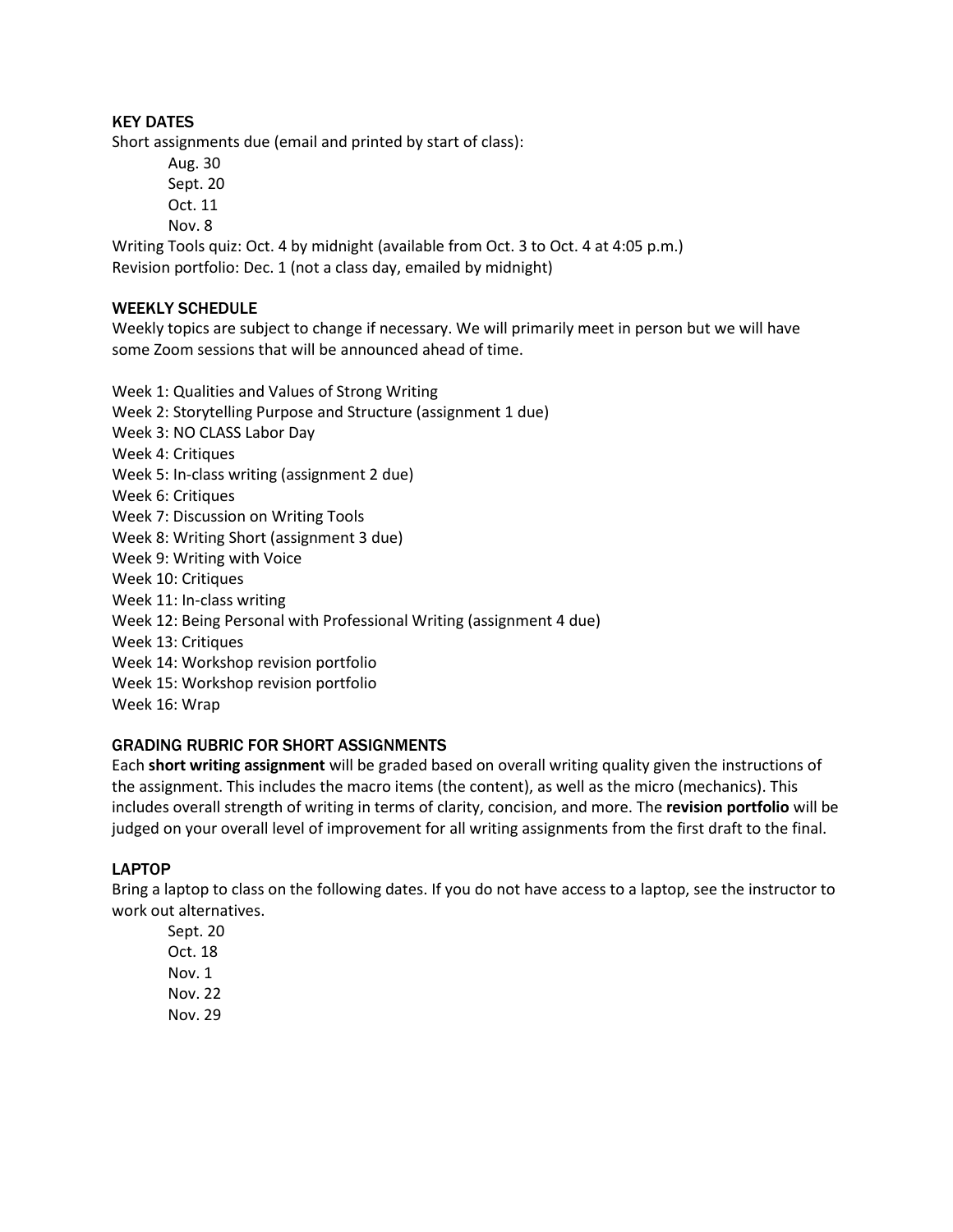## KEY DATES

Short assignments due (email and printed by start of class):

- Aug. 30
- Sept. 20
- Oct. 11
- Nov. 8

Writing Tools quiz: Oct. 4 by midnight (available from Oct. 3 to Oct. 4 at 4:05 p.m.)

Revision portfolio: Dec. 1 (not a class day, emailed by midnight)

## WEEKLY SCHEDULE

Weekly topics are subject to change if necessary. We will primarily meet in person but we will have some Zoom sessions that will be announced ahead of time.

Week 1: Qualities and Values of Strong Writing
Week 2: Storytelling Purpose and Structure (assignment 1 due)
Week 3: NO CLASS Labor Day
Week 4: Critiques
Week 5: In-class writing (assignment 2 due)
Week 6: Critiques
Week 7: Discussion on Writing Tools
Week 8: Writing Short (assignment 3 due)
Week 9: Writing with Voice
Week 10: Critiques
Week 11: In-class writing
Week 12: Being Personal with Professional Writing (assignment 4 due)
Week 13: Critiques
Week 14: Workshop revision portfolio
Week 15: Workshop revision portfolio
Week 16: Wrap

## GRADING RUBRIC FOR SHORT ASSIGNMENTS

Each **short writing assignment** will be graded based on overall writing quality given the instructions of the assignment. This includes the macro items (the content), as well as the micro (mechanics). This includes overall strength of writing in terms of clarity, concision, and more. The **revision portfolio** will be judged on your overall level of improvement for all writing assignments from the first draft to the final.

## LAPTOP

Bring a laptop to class on the following dates. If you do not have access to a laptop, see the instructor to work out alternatives.

- Sept. 20
- Oct. 18
- Nov. 1
- Nov. 22
- Nov. 29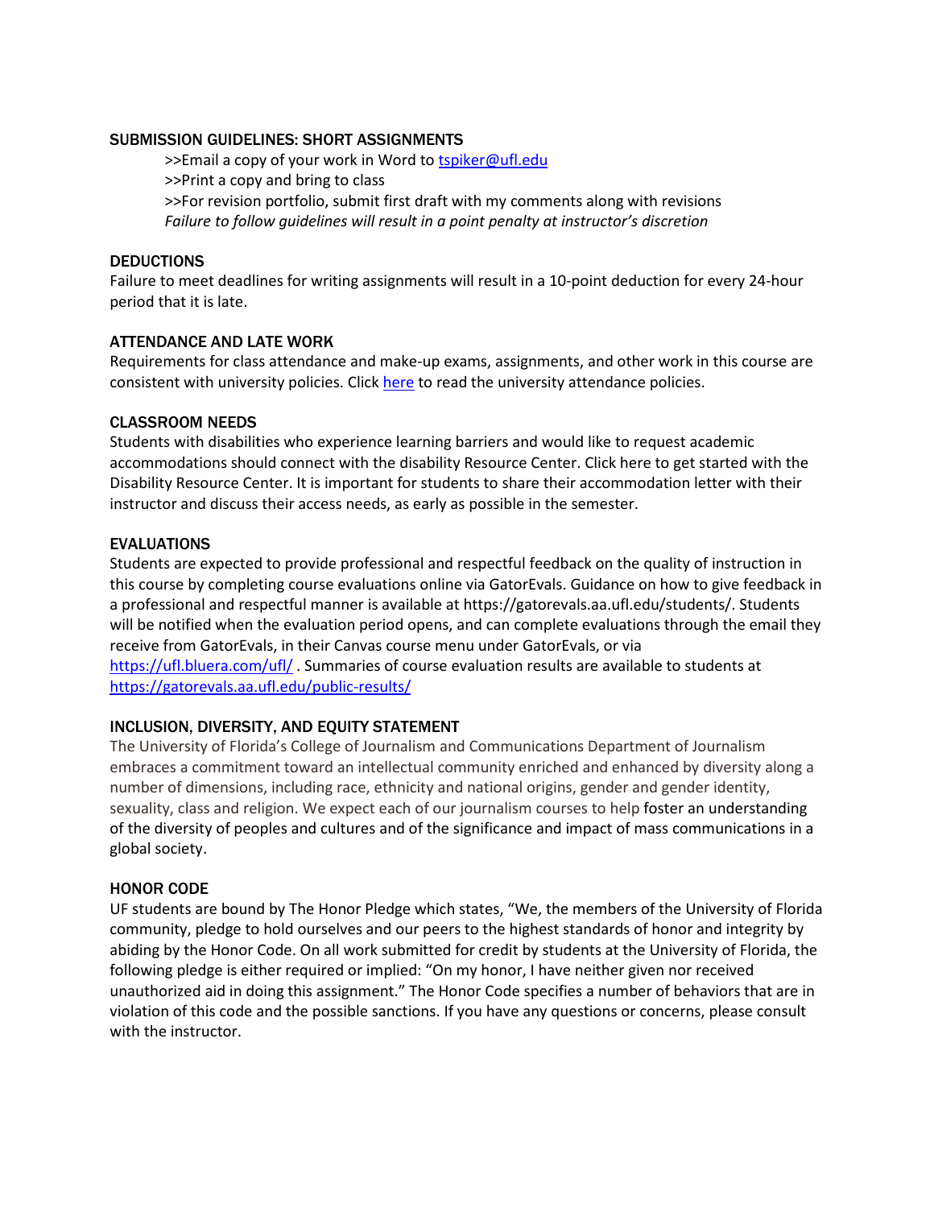### SUBMISSION GUIDELINES: SHORT ASSIGNMENTS

>>Email a copy of your work in Word to [tspiker@ufl.edu](mailto:tspiker@ufl.edu)
>>Print a copy and bring to class
>>For revision portfolio, submit first draft with my comments along with revisions
*Failure to follow guidelines will result in a point penalty at instructor's discretion*

### DEDUCTIONS

Failure to meet deadlines for writing assignments will result in a 10-point deduction for every 24-hour period that it is late.

### ATTENDANCE AND LATE WORK

Requirements for class attendance and make-up exams, assignments, and other work in this course are consistent with university policies. Click here to read the university attendance policies.

### CLASSROOM NEEDS

Students with disabilities who experience learning barriers and would like to request academic accommodations should connect with the disability Resource Center. Click here to get started with the Disability Resource Center. It is important for students to share their accommodation letter with their instructor and discuss their access needs, as early as possible in the semester.

### EVALUATIONS

Students are expected to provide professional and respectful feedback on the quality of instruction in this course by completing course evaluations online via GatorEvals. Guidance on how to give feedback in a professional and respectful manner is available at https://gatorevals.aa.ufl.edu/students/. Students will be notified when the evaluation period opens, and can complete evaluations through the email they receive from GatorEvals, in their Canvas course menu under GatorEvals, or via https://ufl.bluera.com/ufl/ . Summaries of course evaluation results are available to students at https://gatorevals.aa.ufl.edu/public-results/

### INCLUSION, DIVERSITY, AND EQUITY STATEMENT

The University of Florida's College of Journalism and Communications Department of Journalism embraces a commitment toward an intellectual community enriched and enhanced by diversity along a number of dimensions, including race, ethnicity and national origins, gender and gender identity, sexuality, class and religion. We expect each of our journalism courses to help foster an understanding of the diversity of peoples and cultures and of the significance and impact of mass communications in a global society.

### HONOR CODE

UF students are bound by The Honor Pledge which states, "We, the members of the University of Florida community, pledge to hold ourselves and our peers to the highest standards of honor and integrity by abiding by the Honor Code. On all work submitted for credit by students at the University of Florida, the following pledge is either required or implied: "On my honor, I have neither given nor received unauthorized aid in doing this assignment." The Honor Code specifies a number of behaviors that are in violation of this code and the possible sanctions. If you have any questions or concerns, please consult with the instructor.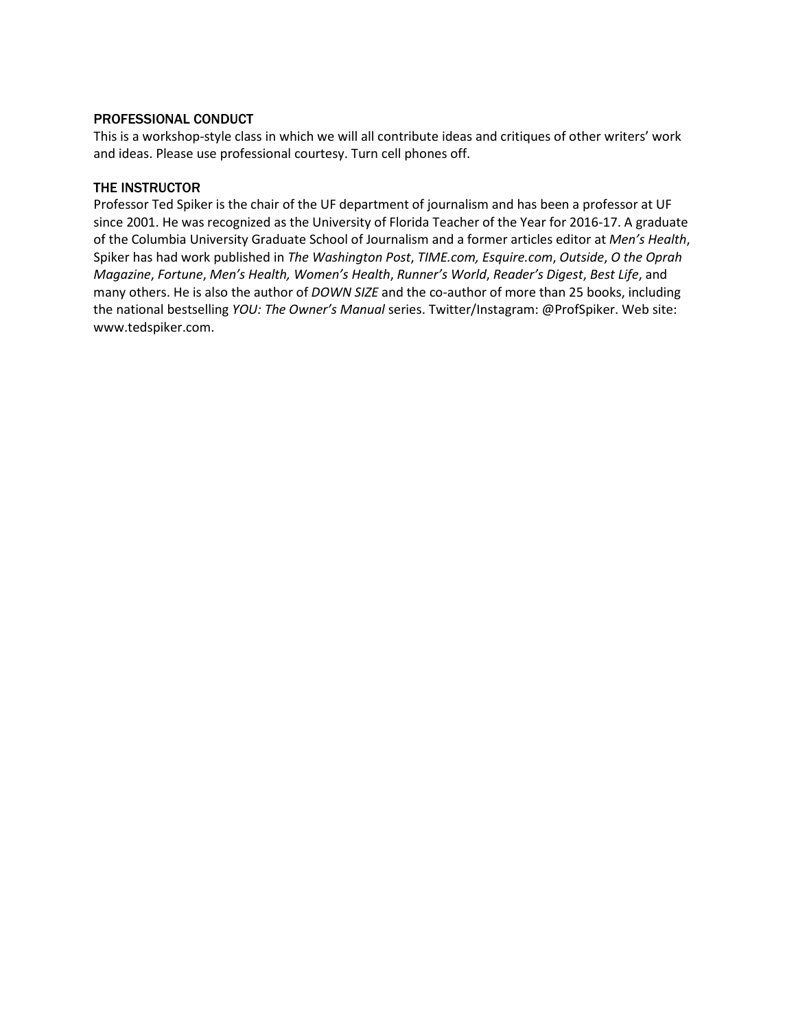### PROFESSIONAL CONDUCT

This is a workshop-style class in which we will all contribute ideas and critiques of other writers' work and ideas. Please use professional courtesy. Turn cell phones off.

### THE INSTRUCTOR

Professor Ted Spiker is the chair of the UF department of journalism and has been a professor at UF since 2001. He was recognized as the University of Florida Teacher of the Year for 2016-17. A graduate of the Columbia University Graduate School of Journalism and a former articles editor at *Men's Health*, Spiker has had work published in *The Washington Post*, *TIME.com, Esquire.com*, *Outside*, *O the Oprah Magazine*, *Fortune*, *Men's Health, Women's Health*, *Runner's World*, *Reader's Digest*, *Best Life*, and many others. He is also the author of *DOWN SIZE* and the co-author of more than 25 books, including the national bestselling *YOU: The Owner's Manual* series. Twitter/Instagram: @ProfSpiker. Web site: www.tedspiker.com.